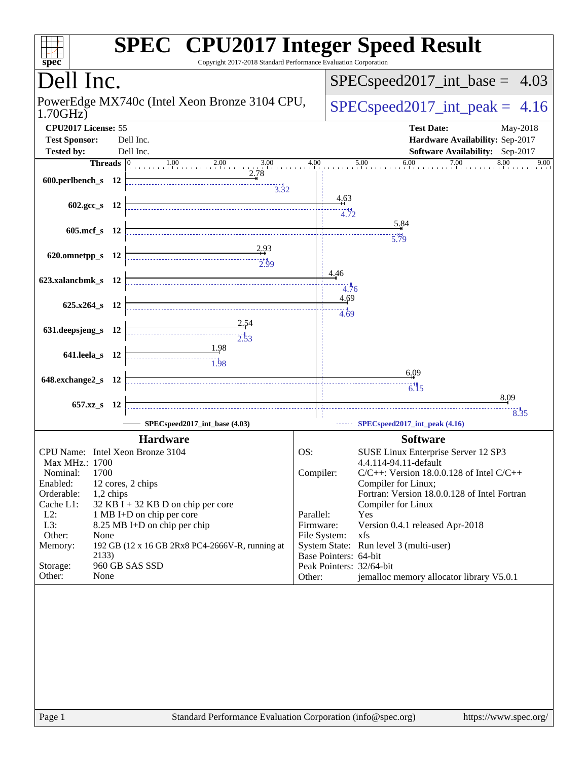# SPEC CPU2017 Integer Speed Result

Copyright 2017-2018 Standard Performance Evaluation Corporation

## Dell Inc.

PowerEdge MX740c (Intel Xeon Bronze 3104 CPU, 1.70GHz)

SPECspeed2017_int_base = 4.03

SPECspeed2017_int_peak = 4.16

| | | | |
|---|---|---|---|
| **CPU2017 License:** | 55 | **Test Date:** | May-2018 |
| **Test Sponsor:** | Dell Inc. | **Hardware Availability:** | Sep-2017 |
| **Tested by:** | Dell Inc. | **Software Availability:** | Sep-2017 |

| Benchmark | Threads | Base | Peak |
|---|---|---|---|
| 600.perlbench_s | 12 | 2.78 | 3.32 |
| 602.gcc_s | 12 | 4.63 | 4.72 |
| 605.mcf_s | 12 | 5.84 | 5.79 |
| 620.omnetpp_s | 12 | 2.93 | 2.99 |
| 623.xalancbmk_s | 12 | 4.46 | 4.76 |
| 625.x264_s | 12 | 4.69 | 4.69 |
| 631.deepsjeng_s | 12 | 2.54 | 2.53 |
| 641.leela_s | 12 | 1.98 | 1.98 |
| 648.exchange2_s | 12 | 6.09 | 6.15 |
| 657.xz_s | 12 | 8.09 | 8.35 |

SPECspeed2017_int_base (4.03) — SPECspeed2017_int_peak (4.16)

### Hardware

| | |
|---|---|
| CPU Name: | Intel Xeon Bronze 3104 |
| Max MHz.: | 1700 |
| Nominal: | 1700 |
| Enabled: | 12 cores, 2 chips |
| Orderable: | 1,2 chips |
| Cache L1: | 32 KB I + 32 KB D on chip per core |
| L2: | 1 MB I+D on chip per core |
| L3: | 8.25 MB I+D on chip per chip |
| Other: | None |
| Memory: | 192 GB (12 x 16 GB 2Rx8 PC4-2666V-R, running at 2133) |
| Storage: | 960 GB SAS SSD |
| Other: | None |

### Software

| | |
|---|---|
| OS: | SUSE Linux Enterprise Server 12 SP3 4.4.114-94.11-default |
| Compiler: | C/C++: Version 18.0.0.128 of Intel C/C++ Compiler for Linux; Fortran: Version 18.0.0.128 of Intel Fortran Compiler for Linux |
| Parallel: | Yes |
| Firmware: | Version 0.4.1 released Apr-2018 |
| File System: | xfs |
| System State: | Run level 3 (multi-user) |
| Base Pointers: | 64-bit |
| Peak Pointers: | 32/64-bit |
| Other: | jemalloc memory allocator library V5.0.1 |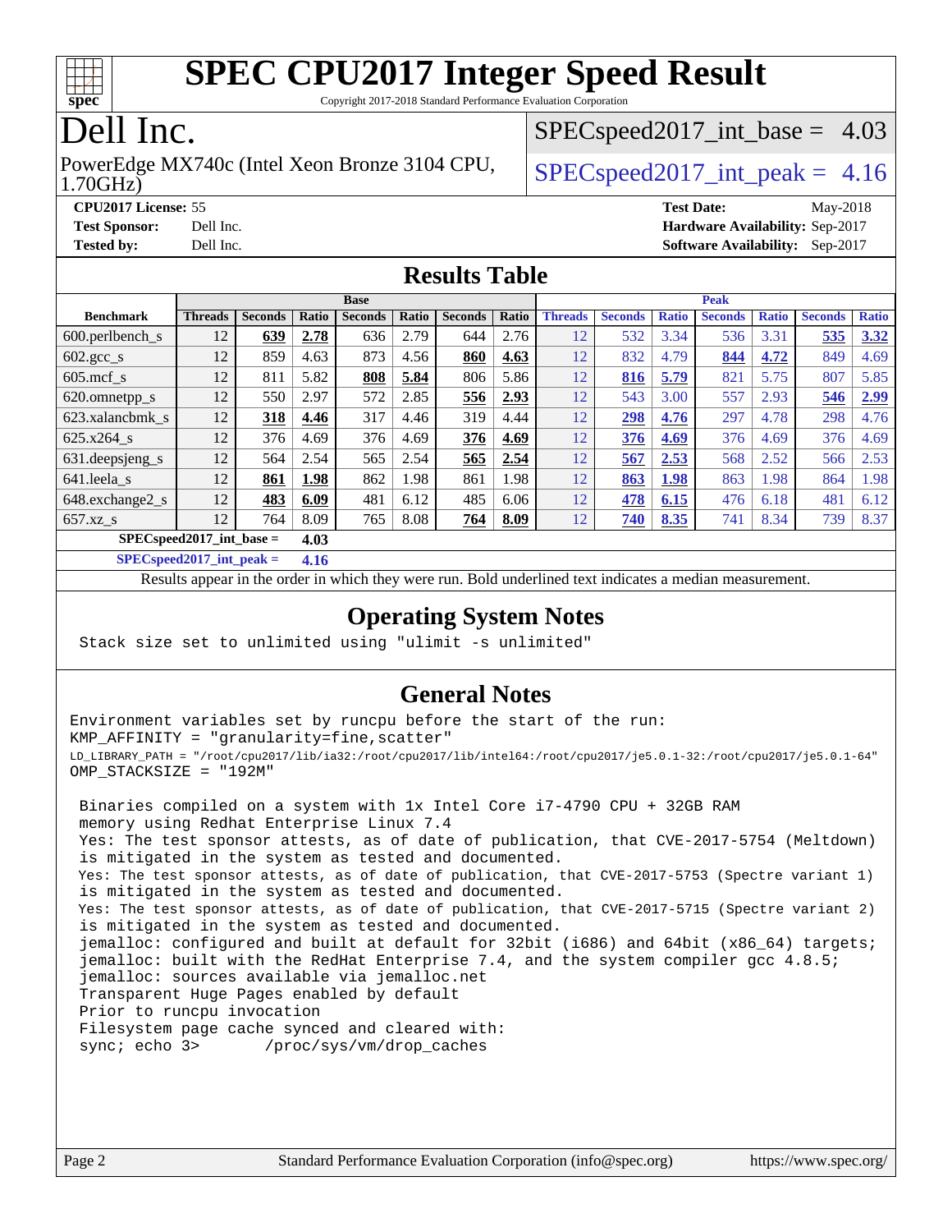# SPEC CPU2017 Integer Speed Result

Copyright 2017-2018 Standard Performance Evaluation Corporation

# Dell Inc.

PowerEdge MX740c (Intel Xeon Bronze 3104 CPU, 1.70GHz)

SPECspeed2017_int_base = 4.03

SPECspeed2017_int_peak = 4.16

**CPU2017 License:** 55
**Test Sponsor:** Dell Inc.
**Tested by:** Dell Inc.

**Test Date:** May-2018
**Hardware Availability:** Sep-2017
**Software Availability:** Sep-2017

## Results Table

| Benchmark | Base | | | | | | | Peak | | | | | | |
|---|---|---|---|---|---|---|---|---|---|---|---|---|---|---|
| | Threads | Seconds | Ratio | Seconds | Ratio | Seconds | Ratio | Threads | Seconds | Ratio | Seconds | Ratio | Seconds | Ratio |
| 600.perlbench_s | 12 | **639** | **2.78** | 636 | 2.79 | 644 | 2.76 | 12 | 532 | 3.34 | 536 | 3.31 | **535** | **3.32** |
| 602.gcc_s | 12 | 859 | 4.63 | 873 | 4.56 | **860** | **4.63** | 12 | 832 | 4.79 | **844** | **4.72** | 849 | 4.69 |
| 605.mcf_s | 12 | 811 | 5.82 | **808** | **5.84** | 806 | 5.86 | 12 | **816** | **5.79** | 821 | 5.75 | 807 | 5.85 |
| 620.omnetpp_s | 12 | 550 | 2.97 | 572 | 2.85 | **556** | **2.93** | 12 | 543 | 3.00 | 557 | 2.93 | **546** | **2.99** |
| 623.xalancbmk_s | 12 | **318** | **4.46** | 317 | 4.46 | 319 | 4.44 | 12 | **298** | **4.76** | 297 | 4.78 | 298 | 4.76 |
| 625.x264_s | 12 | 376 | 4.69 | 376 | 4.69 | **376** | **4.69** | 12 | **376** | **4.69** | 376 | 4.69 | 376 | 4.69 |
| 631.deepsjeng_s | 12 | 564 | 2.54 | 565 | 2.54 | **565** | **2.54** | 12 | **567** | **2.53** | 568 | 2.52 | 566 | 2.53 |
| 641.leela_s | 12 | **861** | **1.98** | 862 | 1.98 | 861 | 1.98 | 12 | **863** | **1.98** | 863 | 1.98 | 864 | 1.98 |
| 648.exchange2_s | 12 | **483** | **6.09** | 481 | 6.12 | 485 | 6.06 | 12 | **478** | **6.15** | 476 | 6.18 | 481 | 6.12 |
| 657.xz_s | 12 | 764 | 8.09 | 765 | 8.08 | **764** | **8.09** | 12 | **740** | **8.35** | 741 | 8.34 | 739 | 8.37 |

**SPECspeed2017_int_base = 4.03**

**SPECspeed2017_int_peak = 4.16**

Results appear in the order in which they were run. Bold underlined text indicates a median measurement.

## Operating System Notes

```
Stack size set to unlimited using "ulimit -s unlimited"
```

## General Notes

```
Environment variables set by runcpu before the start of the run:
KMP_AFFINITY = "granularity=fine,scatter"
LD_LIBRARY_PATH = "/root/cpu2017/lib/ia32:/root/cpu2017/lib/intel64:/root/cpu2017/je5.0.1-32:/root/cpu2017/je5.0.1-64"
OMP_STACKSIZE = "192M"

 Binaries compiled on a system with 1x Intel Core i7-4790 CPU + 32GB RAM
 memory using Redhat Enterprise Linux 7.4
 Yes: The test sponsor attests, as of date of publication, that CVE-2017-5754 (Meltdown)
 is mitigated in the system as tested and documented.
 Yes: The test sponsor attests, as of date of publication, that CVE-2017-5753 (Spectre variant 1)
 is mitigated in the system as tested and documented.
 Yes: The test sponsor attests, as of date of publication, that CVE-2017-5715 (Spectre variant 2)
 is mitigated in the system as tested and documented.
 jemalloc: configured and built at default for 32bit (i686) and 64bit (x86_64) targets;
 jemalloc: built with the RedHat Enterprise 7.4, and the system compiler gcc 4.8.5;
 jemalloc: sources available via jemalloc.net
 Transparent Huge Pages enabled by default
 Prior to runcpu invocation
 Filesystem page cache synced and cleared with:
 sync; echo 3>       /proc/sys/vm/drop_caches
```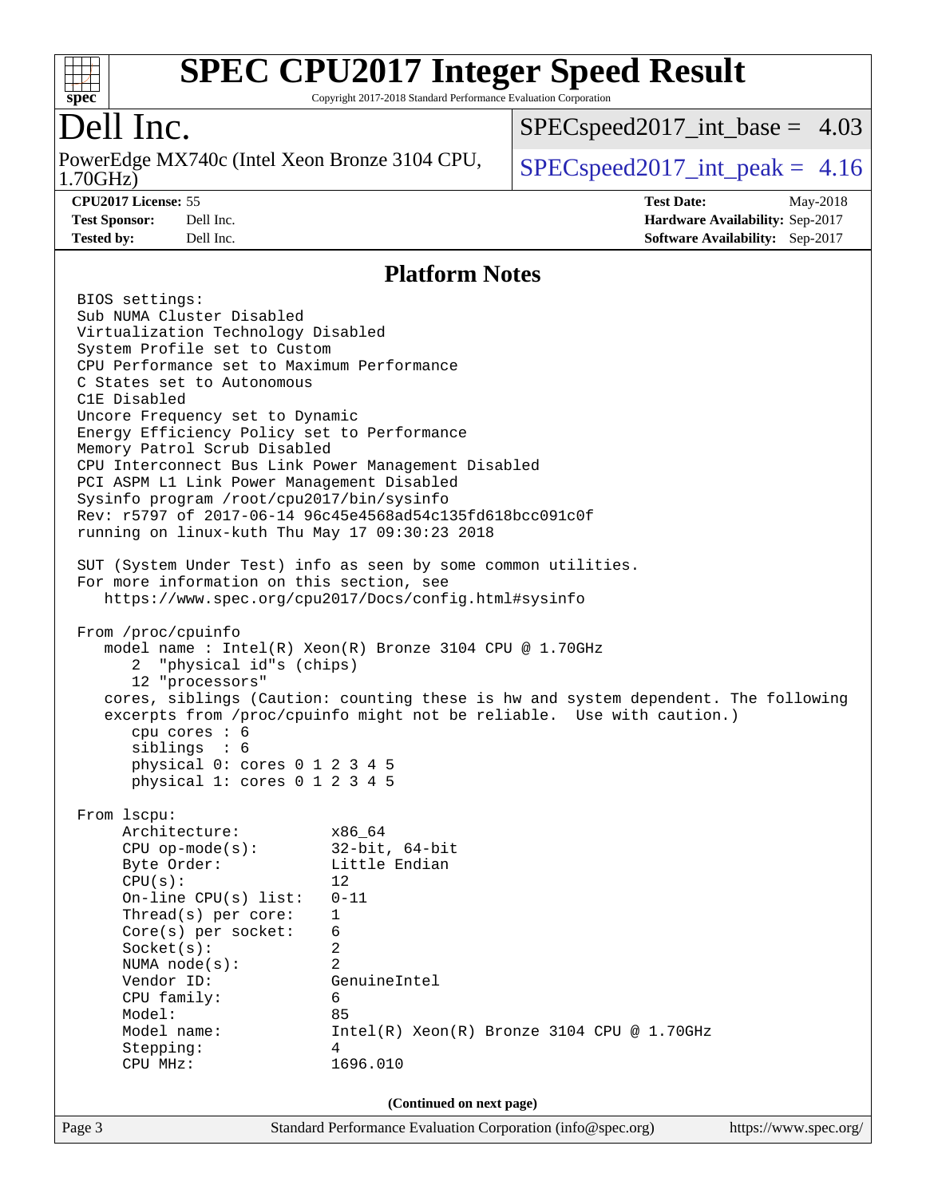# SPEC CPU2017 Integer Speed Result

Copyright 2017-2018 Standard Performance Evaluation Corporation

## Dell Inc.

PowerEdge MX740c (Intel Xeon Bronze 3104 CPU, 1.70GHz)

SPECspeed2017_int_base = 4.03

SPECspeed2017_int_peak = 4.16

| | | | |
|---|---|---|---|
| **CPU2017 License:** | 55 | **Test Date:** | May-2018 |
| **Test Sponsor:** | Dell Inc. | **Hardware Availability:** | Sep-2017 |
| **Tested by:** | Dell Inc. | **Software Availability:** | Sep-2017 |

## Platform Notes

```
BIOS settings:
Sub NUMA Cluster Disabled
Virtualization Technology Disabled
System Profile set to Custom
CPU Performance set to Maximum Performance
C States set to Autonomous
C1E Disabled
Uncore Frequency set to Dynamic
Energy Efficiency Policy set to Performance
Memory Patrol Scrub Disabled
CPU Interconnect Bus Link Power Management Disabled
PCI ASPM L1 Link Power Management Disabled
Sysinfo program /root/cpu2017/bin/sysinfo
Rev: r5797 of 2017-06-14 96c45e4568ad54c135fd618bcc091c0f
running on linux-kuth Thu May 17 09:30:23 2018

SUT (System Under Test) info as seen by some common utilities.
For more information on this section, see
   https://www.spec.org/cpu2017/Docs/config.html#sysinfo

From /proc/cpuinfo
   model name : Intel(R) Xeon(R) Bronze 3104 CPU @ 1.70GHz
      2  "physical id"s (chips)
      12 "processors"
   cores, siblings (Caution: counting these is hw and system dependent. The following
   excerpts from /proc/cpuinfo might not be reliable.  Use with caution.)
      cpu cores : 6
      siblings  : 6
      physical 0: cores 0 1 2 3 4 5
      physical 1: cores 0 1 2 3 4 5

From lscpu:
     Architecture:          x86_64
     CPU op-mode(s):        32-bit, 64-bit
     Byte Order:            Little Endian
     CPU(s):                12
     On-line CPU(s) list:   0-11
     Thread(s) per core:    1
     Core(s) per socket:    6
     Socket(s):             2
     NUMA node(s):          2
     Vendor ID:             GenuineIntel
     CPU family:            6
     Model:                 85
     Model name:            Intel(R) Xeon(R) Bronze 3104 CPU @ 1.70GHz
     Stepping:              4
     CPU MHz:               1696.010
```

**(Continued on next page)**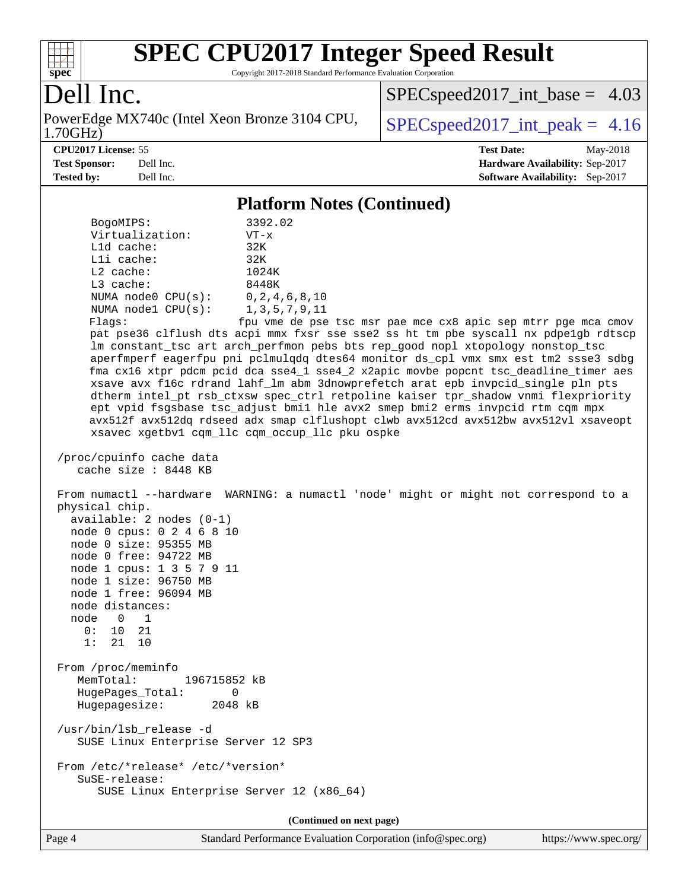# SPEC CPU2017 Integer Speed Result

Copyright 2017-2018 Standard Performance Evaluation Corporation

## Dell Inc.

PowerEdge MX740c (Intel Xeon Bronze 3104 CPU, 1.70GHz)

SPECspeed2017_int_base = 4.03

SPECspeed2017_int_peak = 4.16

**CPU2017 License:** 55
**Test Sponsor:** Dell Inc.
**Tested by:** Dell Inc.

**Test Date:** May-2018
**Hardware Availability:** Sep-2017
**Software Availability:** Sep-2017

### Platform Notes (Continued)

```
     BogoMIPS:              3392.02
     Virtualization:        VT-x
     L1d cache:             32K
     L1i cache:             32K
     L2 cache:              1024K
     L3 cache:              8448K
     NUMA node0 CPU(s):     0,2,4,6,8,10
     NUMA node1 CPU(s):     1,3,5,7,9,11
     Flags:                 fpu vme de pse tsc msr pae mce cx8 apic sep mtrr pge mca cmov
     pat pse36 clflush dts acpi mmx fxsr sse sse2 ss ht tm pbe syscall nx pdpe1gb rdtscp
     lm constant_tsc art arch_perfmon pebs bts rep_good nopl xtopology nonstop_tsc
     aperfmperf eagerfpu pni pclmulqdq dtes64 monitor ds_cpl vmx smx est tm2 ssse3 sdbg
     fma cx16 xtpr pdcm pcid dca sse4_1 sse4_2 x2apic movbe popcnt tsc_deadline_timer aes
     xsave avx f16c rdrand lahf_lm abm 3dnowprefetch arat epb invpcid_single pln pts
     dtherm intel_pt rsb_ctxsw spec_ctrl retpoline kaiser tpr_shadow vnmi flexpriority
     ept vpid fsgsbase tsc_adjust bmi1 hle avx2 smep bmi2 erms invpcid rtm cqm mpx
     avx512f avx512dq rdseed adx smap clflushopt clwb avx512cd avx512bw avx512vl xsaveopt
     xsavec xgetbv1 cqm_llc cqm_occup_llc pku ospke

 /proc/cpuinfo cache data
    cache size : 8448 KB

 From numactl --hardware  WARNING: a numactl 'node' might or might not correspond to a
 physical chip.
   available: 2 nodes (0-1)
   node 0 cpus: 0 2 4 6 8 10
   node 0 size: 95355 MB
   node 0 free: 94722 MB
   node 1 cpus: 1 3 5 7 9 11
   node 1 size: 96750 MB
   node 1 free: 96094 MB
   node distances:
   node   0   1
     0:  10  21
     1:  21  10

 From /proc/meminfo
    MemTotal:       196715852 kB
    HugePages_Total:       0
    Hugepagesize:       2048 kB

 /usr/bin/lsb_release -d
    SUSE Linux Enterprise Server 12 SP3

 From /etc/*release* /etc/*version*
    SuSE-release:
       SUSE Linux Enterprise Server 12 (x86_64)
```

(Continued on next page)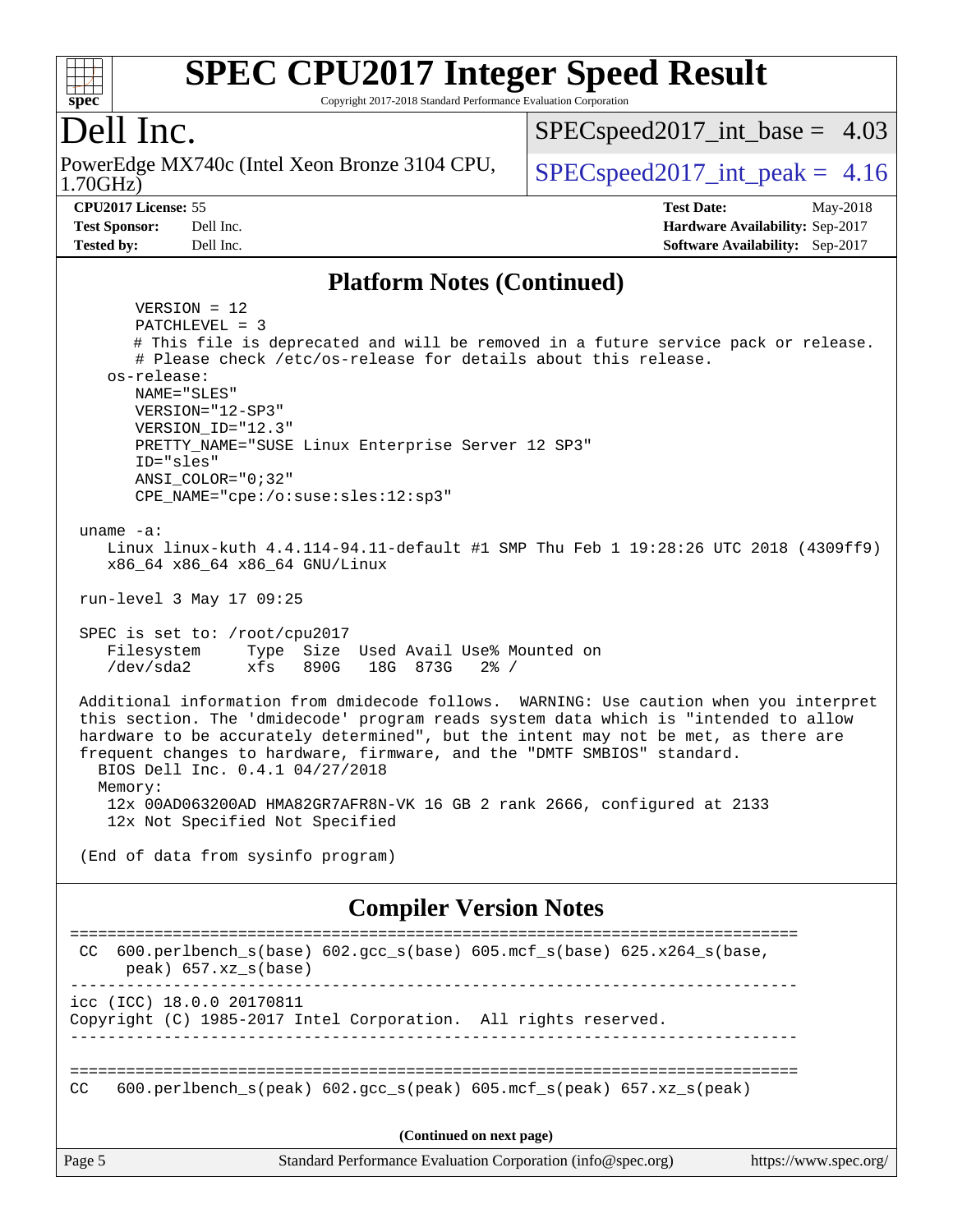# SPEC CPU2017 Integer Speed Result

Copyright 2017-2018 Standard Performance Evaluation Corporation

## Dell Inc.

PowerEdge MX740c (Intel Xeon Bronze 3104 CPU, 1.70GHz)

SPECspeed2017_int_base = 4.03

SPECspeed2017_int_peak = 4.16

**CPU2017 License:** 55
**Test Sponsor:** Dell Inc.
**Tested by:** Dell Inc.

**Test Date:** May-2018
**Hardware Availability:** Sep-2017
**Software Availability:** Sep-2017

## Platform Notes (Continued)

```
      VERSION = 12
      PATCHLEVEL = 3
      # This file is deprecated and will be removed in a future service pack or release.
      # Please check /etc/os-release for details about this release.
   os-release:
      NAME="SLES"
      VERSION="12-SP3"
      VERSION_ID="12.3"
      PRETTY_NAME="SUSE Linux Enterprise Server 12 SP3"
      ID="sles"
      ANSI_COLOR="0;32"
      CPE_NAME="cpe:/o:suse:sles:12:sp3"

uname -a:
   Linux linux-kuth 4.4.114-94.11-default #1 SMP Thu Feb 1 19:28:26 UTC 2018 (4309ff9)
   x86_64 x86_64 x86_64 GNU/Linux

run-level 3 May 17 09:25

SPEC is set to: /root/cpu2017
   Filesystem     Type  Size  Used Avail Use% Mounted on
   /dev/sda2      xfs   890G   18G  873G   2% /

Additional information from dmidecode follows.  WARNING: Use caution when you interpret
this section. The 'dmidecode' program reads system data which is "intended to allow
hardware to be accurately determined", but the intent may not be met, as there are
frequent changes to hardware, firmware, and the "DMTF SMBIOS" standard.
  BIOS Dell Inc. 0.4.1 04/27/2018
  Memory:
   12x 00AD063200AD HMA82GR7AFR8N-VK 16 GB 2 rank 2666, configured at 2133
   12x Not Specified Not Specified

(End of data from sysinfo program)
```

## Compiler Version Notes

```
==============================================================================
 CC  600.perlbench_s(base) 602.gcc_s(base) 605.mcf_s(base) 625.x264_s(base,
      peak) 657.xz_s(base)
------------------------------------------------------------------------------
icc (ICC) 18.0.0 20170811
Copyright (C) 1985-2017 Intel Corporation.  All rights reserved.
------------------------------------------------------------------------------

==============================================================================
CC   600.perlbench_s(peak) 602.gcc_s(peak) 605.mcf_s(peak) 657.xz_s(peak)
```

(Continued on next page)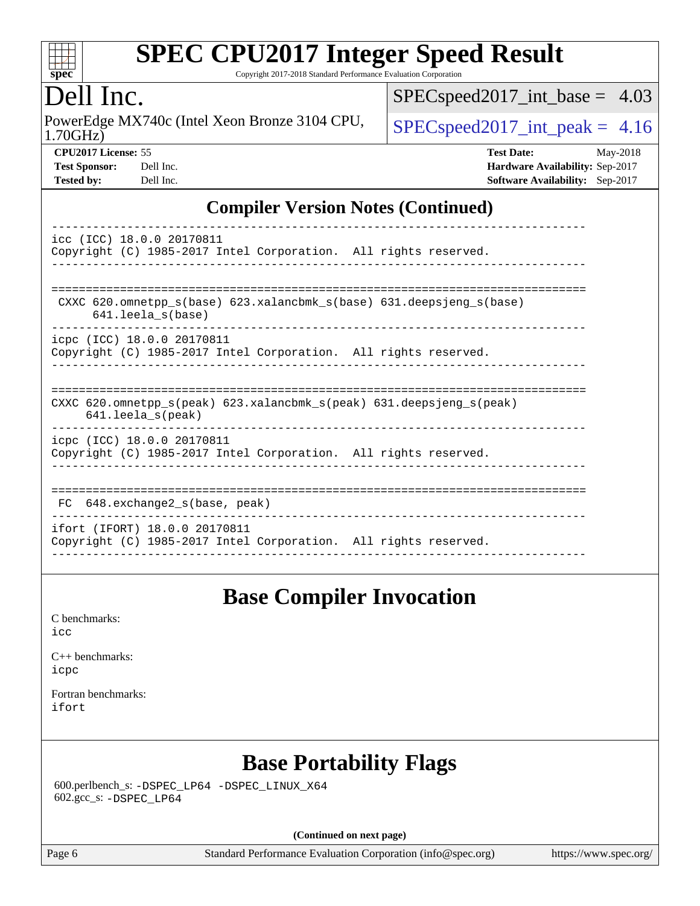## Compiler Version Notes (Continued)

```
------------------------------------------------------------------------------
icc (ICC) 18.0.0 20170811
Copyright (C) 1985-2017 Intel Corporation.  All rights reserved.
------------------------------------------------------------------------------

==============================================================================
 CXXC 620.omnetpp_s(base) 623.xalancbmk_s(base) 631.deepsjeng_s(base)
      641.leela_s(base)
------------------------------------------------------------------------------
icpc (ICC) 18.0.0 20170811
Copyright (C) 1985-2017 Intel Corporation.  All rights reserved.
------------------------------------------------------------------------------

==============================================================================
CXXC 620.omnetpp_s(peak) 623.xalancbmk_s(peak) 631.deepsjeng_s(peak)
     641.leela_s(peak)
------------------------------------------------------------------------------
icpc (ICC) 18.0.0 20170811
Copyright (C) 1985-2017 Intel Corporation.  All rights reserved.
------------------------------------------------------------------------------

==============================================================================
 FC  648.exchange2_s(base, peak)
------------------------------------------------------------------------------
ifort (IFORT) 18.0.0 20170811
Copyright (C) 1985-2017 Intel Corporation.  All rights reserved.
------------------------------------------------------------------------------
```

## Base Compiler Invocation

C benchmarks:
icc

C++ benchmarks:
icpc

Fortran benchmarks:
ifort

## Base Portability Flags

600.perlbench_s: -DSPEC_LP64 -DSPEC_LINUX_X64
602.gcc_s: -DSPEC_LP64

**(Continued on next page)**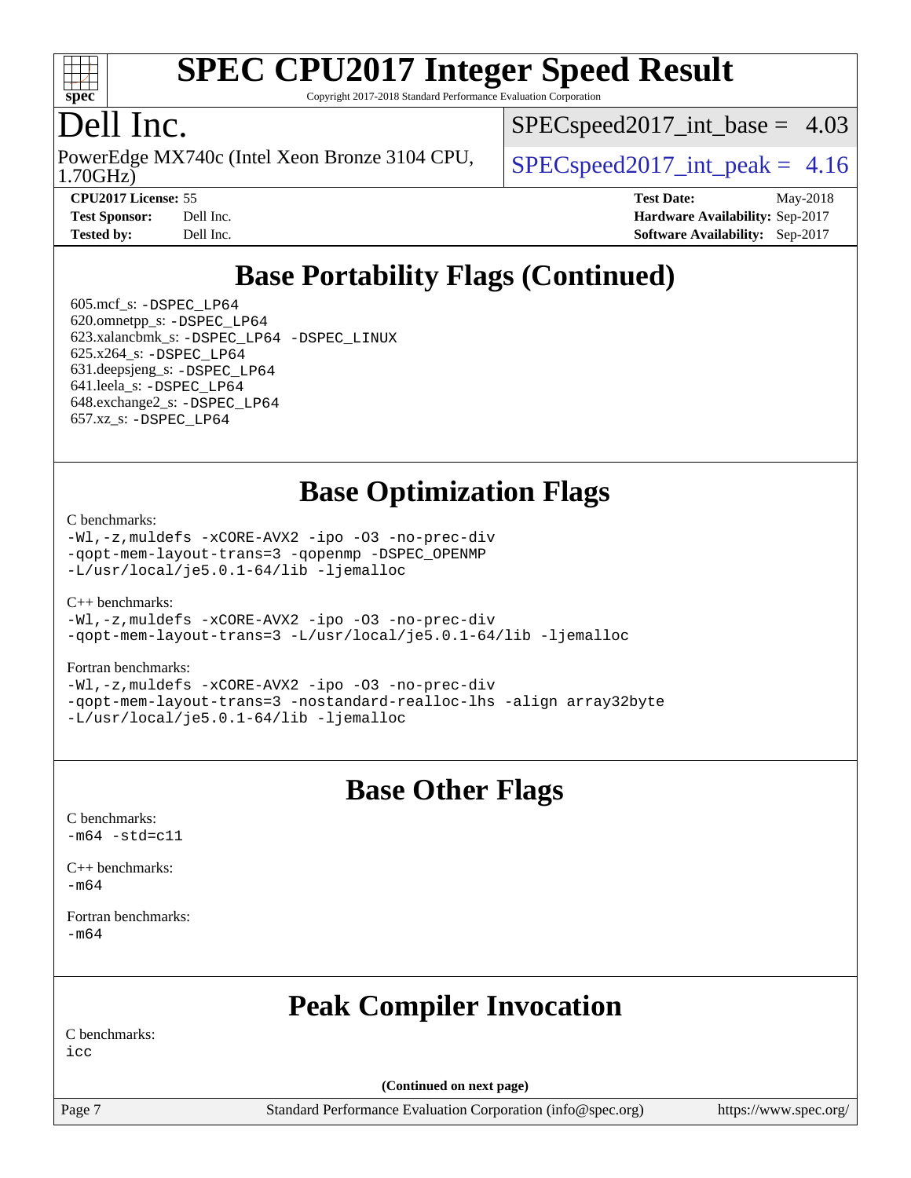# SPEC CPU2017 Integer Speed Result

Copyright 2017-2018 Standard Performance Evaluation Corporation

## Dell Inc.

PowerEdge MX740c (Intel Xeon Bronze 3104 CPU, 1.70GHz)

SPECspeed2017_int_base = 4.03

SPECspeed2017_int_peak = 4.16

**CPU2017 License:** 55
**Test Sponsor:** Dell Inc.
**Tested by:** Dell Inc.

**Test Date:** May-2018
**Hardware Availability:** Sep-2017
**Software Availability:** Sep-2017

## Base Portability Flags (Continued)

605.mcf_s: -DSPEC_LP64
620.omnetpp_s: -DSPEC_LP64
623.xalancbmk_s: -DSPEC_LP64 -DSPEC_LINUX
625.x264_s: -DSPEC_LP64
631.deepsjeng_s: -DSPEC_LP64
641.leela_s: -DSPEC_LP64
648.exchange2_s: -DSPEC_LP64
657.xz_s: -DSPEC_LP64

## Base Optimization Flags

C benchmarks:

```
-Wl,-z,muldefs -xCORE-AVX2 -ipo -O3 -no-prec-div
-qopt-mem-layout-trans=3 -qopenmp -DSPEC_OPENMP
-L/usr/local/je5.0.1-64/lib -ljemalloc
```

C++ benchmarks:

```
-Wl,-z,muldefs -xCORE-AVX2 -ipo -O3 -no-prec-div
-qopt-mem-layout-trans=3 -L/usr/local/je5.0.1-64/lib -ljemalloc
```

Fortran benchmarks:

```
-Wl,-z,muldefs -xCORE-AVX2 -ipo -O3 -no-prec-div
-qopt-mem-layout-trans=3 -nostandard-realloc-lhs -align array32byte
-L/usr/local/je5.0.1-64/lib -ljemalloc
```

## Base Other Flags

C benchmarks:

```
-m64 -std=c11
```

C++ benchmarks:

```
-m64
```

Fortran benchmarks:

```
-m64
```

## Peak Compiler Invocation

C benchmarks:

```
icc
```

**(Continued on next page)**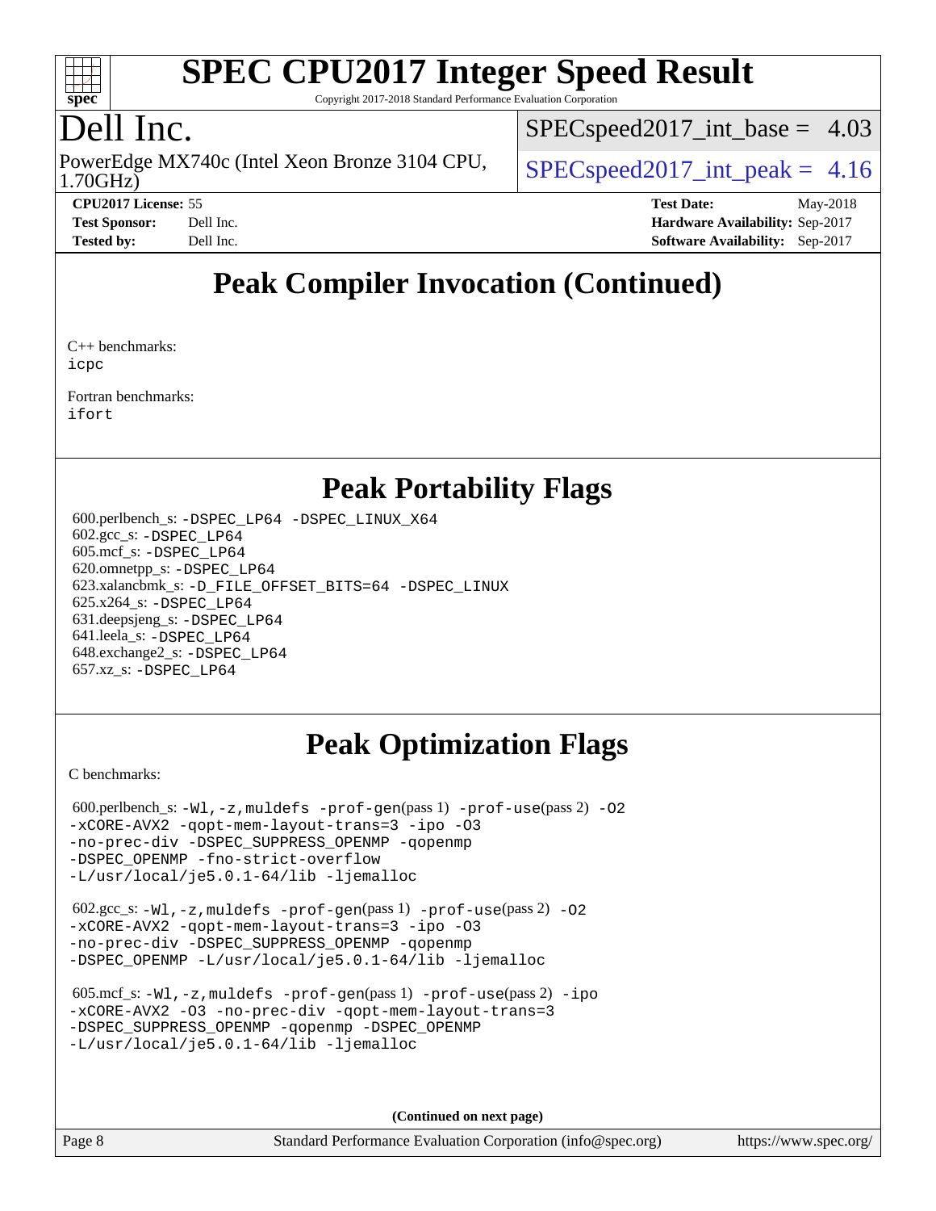# Peak Compiler Invocation (Continued)

C++ benchmarks:
icpc

Fortran benchmarks:
ifort

# Peak Portability Flags

600.perlbench_s: -DSPEC_LP64 -DSPEC_LINUX_X64
602.gcc_s: -DSPEC_LP64
605.mcf_s: -DSPEC_LP64
620.omnetpp_s: -DSPEC_LP64
623.xalancbmk_s: -D_FILE_OFFSET_BITS=64 -DSPEC_LINUX
625.x264_s: -DSPEC_LP64
631.deepsjeng_s: -DSPEC_LP64
641.leela_s: -DSPEC_LP64
648.exchange2_s: -DSPEC_LP64
657.xz_s: -DSPEC_LP64

# Peak Optimization Flags

C benchmarks:

600.perlbench_s: -Wl,-z,muldefs -prof-gen(pass 1) -prof-use(pass 2) -O2 -xCORE-AVX2 -qopt-mem-layout-trans=3 -ipo -O3 -no-prec-div -DSPEC_SUPPRESS_OPENMP -qopenmp -DSPEC_OPENMP -fno-strict-overflow -L/usr/local/je5.0.1-64/lib -ljemalloc

602.gcc_s: -Wl,-z,muldefs -prof-gen(pass 1) -prof-use(pass 2) -O2 -xCORE-AVX2 -qopt-mem-layout-trans=3 -ipo -O3 -no-prec-div -DSPEC_SUPPRESS_OPENMP -qopenmp -DSPEC_OPENMP -L/usr/local/je5.0.1-64/lib -ljemalloc

605.mcf_s: -Wl,-z,muldefs -prof-gen(pass 1) -prof-use(pass 2) -ipo -xCORE-AVX2 -O3 -no-prec-div -qopt-mem-layout-trans=3 -DSPEC_SUPPRESS_OPENMP -qopenmp -DSPEC_OPENMP -L/usr/local/je5.0.1-64/lib -ljemalloc

(Continued on next page)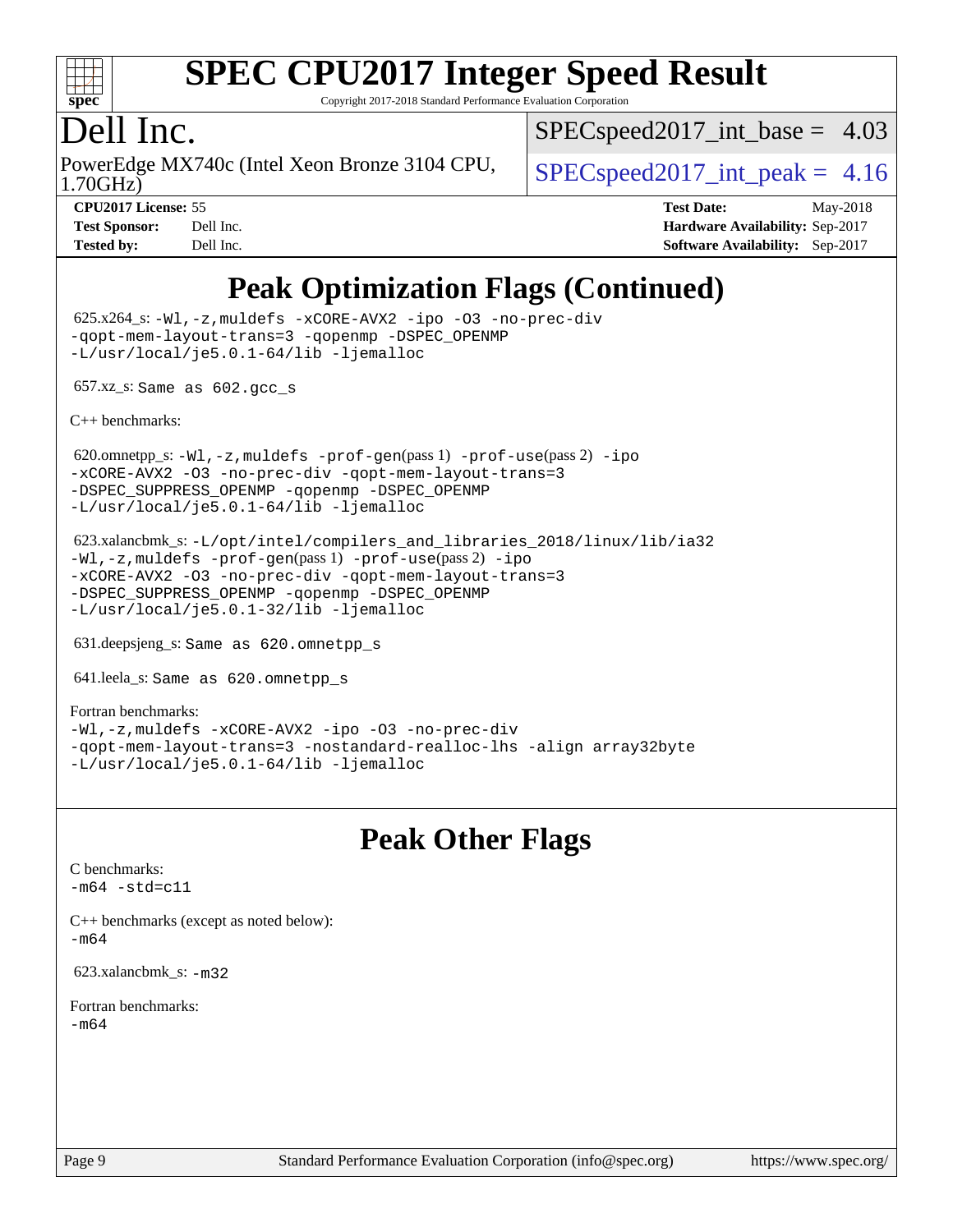# Peak Optimization Flags (Continued)

625.x264_s: -Wl,-z,muldefs -xCORE-AVX2 -ipo -O3 -no-prec-div
-qopt-mem-layout-trans=3 -qopenmp -DSPEC_OPENMP
-L/usr/local/je5.0.1-64/lib -ljemalloc

657.xz_s: Same as 602.gcc_s

C++ benchmarks:

620.omnetpp_s: -Wl,-z,muldefs -prof-gen(pass 1) -prof-use(pass 2) -ipo
-xCORE-AVX2 -O3 -no-prec-div -qopt-mem-layout-trans=3
-DSPEC_SUPPRESS_OPENMP -qopenmp -DSPEC_OPENMP
-L/usr/local/je5.0.1-64/lib -ljemalloc

623.xalancbmk_s: -L/opt/intel/compilers_and_libraries_2018/linux/lib/ia32
-Wl,-z,muldefs -prof-gen(pass 1) -prof-use(pass 2) -ipo
-xCORE-AVX2 -O3 -no-prec-div -qopt-mem-layout-trans=3
-DSPEC_SUPPRESS_OPENMP -qopenmp -DSPEC_OPENMP
-L/usr/local/je5.0.1-32/lib -ljemalloc

631.deepsjeng_s: Same as 620.omnetpp_s

641.leela_s: Same as 620.omnetpp_s

Fortran benchmarks:
-Wl,-z,muldefs -xCORE-AVX2 -ipo -O3 -no-prec-div
-qopt-mem-layout-trans=3 -nostandard-realloc-lhs -align array32byte
-L/usr/local/je5.0.1-64/lib -ljemalloc

# Peak Other Flags

C benchmarks:
-m64 -std=c11

C++ benchmarks (except as noted below):
-m64

623.xalancbmk_s: -m32

Fortran benchmarks:
-m64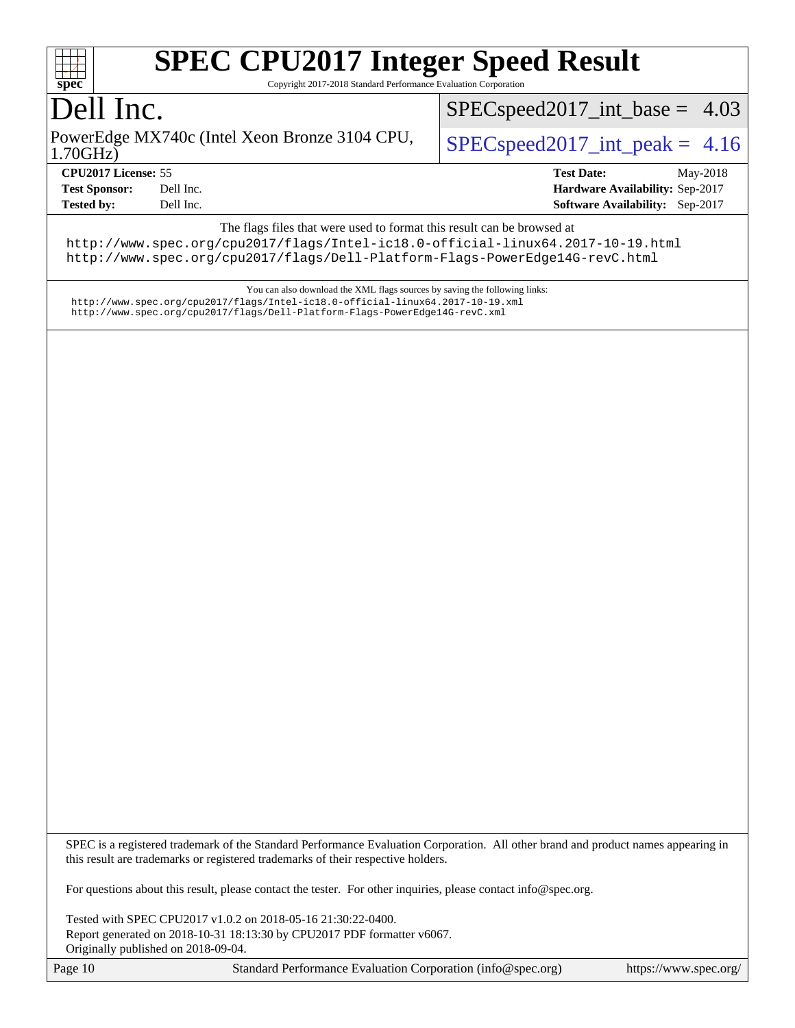# SPEC CPU2017 Integer Speed Result

Copyright 2017-2018 Standard Performance Evaluation Corporation

## Dell Inc.

PowerEdge MX740c (Intel Xeon Bronze 3104 CPU, 1.70GHz)

SPECspeed2017_int_base = 4.03

SPECspeed2017_int_peak = 4.16

**CPU2017 License:** 55
**Test Sponsor:** Dell Inc.
**Tested by:** Dell Inc.

**Test Date:** May-2018
**Hardware Availability:** Sep-2017
**Software Availability:** Sep-2017

The flags files that were used to format this result can be browsed at

http://www.spec.org/cpu2017/flags/Intel-ic18.0-official-linux64.2017-10-19.html
http://www.spec.org/cpu2017/flags/Dell-Platform-Flags-PowerEdge14G-revC.html

You can also download the XML flags sources by saving the following links:

http://www.spec.org/cpu2017/flags/Intel-ic18.0-official-linux64.2017-10-19.xml
http://www.spec.org/cpu2017/flags/Dell-Platform-Flags-PowerEdge14G-revC.xml

SPEC is a registered trademark of the Standard Performance Evaluation Corporation. All other brand and product names appearing in this result are trademarks or registered trademarks of their respective holders.

For questions about this result, please contact the tester. For other inquiries, please contact info@spec.org.

Tested with SPEC CPU2017 v1.0.2 on 2018-05-16 21:30:22-0400.
Report generated on 2018-10-31 18:13:30 by CPU2017 PDF formatter v6067.
Originally published on 2018-09-04.